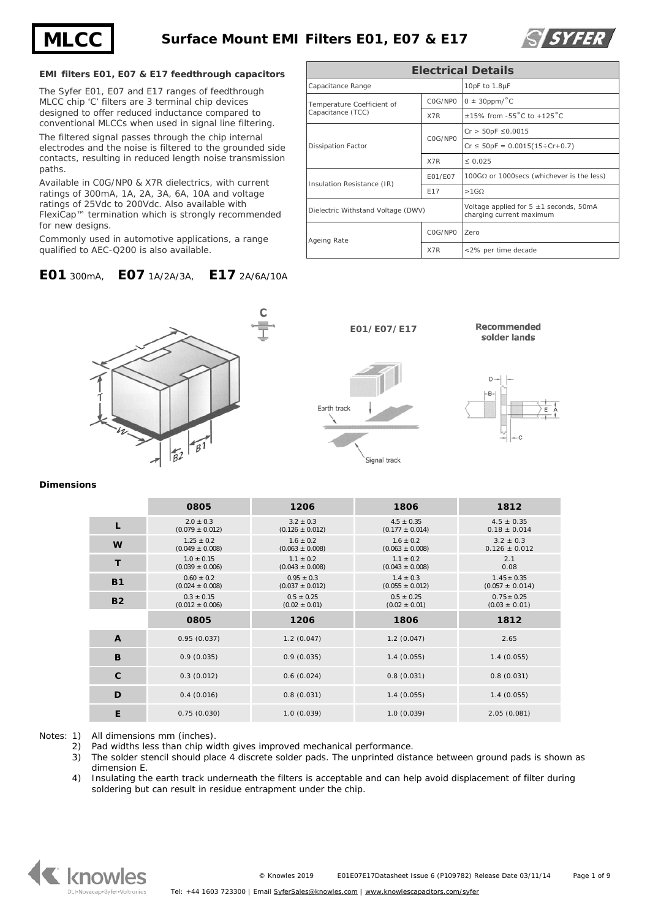# Surface Mount EMI Filters E01, E07 & E17

### EMI filters E01, E07 & E17 feedthrough capacitors

The Syfer E01, E07 and E17 ranges of feedthrough MLCC chip 'C' filters are 3 terminal chip devices designed to offer reduced inductance compared to conventional MLCCs when used in signal line filtering.

The filtered signal passes through the chip internal electrodes and the noise is filtered to the grounded side contacts, resulting in reduced length noise transmission paths.

Available in C0G/NP0 & X7R dielectrics, with current ratings of 300mA, 1A, 2A, 3A, 6A, 10A and voltage ratings of 25Vdc to 200Vdc. Also available with FlexiCap™ termination which is strongly recommended for new designs.

Commonly used in automotive applications, a range qualified to AEC-Q200 is also available.

**E01** 300mA, **E07** 1A/2A/3A, **E17** 2A/6A/10A

| Electrical Details | | |
|---|---|---|
| Capacitance Range | | 10pF to 1.8µF |
| Temperature Coefficient of Capacitance (TCC) | C0G/NP0 | 0 ± 30ppm/°C |
| | X7R | ±15% from -55°C to +125°C |
| Dissipation Factor | C0G/NP0 | Cr > 50pF ≤0.0015 |
| | | Cr ≤ 50pF = 0.0015(15÷Cr+0.7) |
| | X7R | ≤ 0.025 |
| Insulation Resistance (IR) | E01/E07 | 100GΩ or 1000secs (whichever is the less) |
| | E17 | >1GΩ |
| Dielectric Withstand Voltage (DWV) | | Voltage applied for 5 ±1 seconds, 50mA charging current maximum |
| Ageing Rate | C0G/NP0 | Zero |
| | X7R | <2% per time decade |

E01/E07/E17

Earth track

Signal track

Recommended solder lands

### Dimensions

| | 0805 | 1206 | 1806 | 1812 |
|---|---|---|---|---|
| **L** | 2.0 ± 0.3 (0.079 ± 0.012) | 3.2 ± 0.3 (0.126 ± 0.012) | 4.5 ± 0.35 (0.177 ± 0.014) | 4.5 ± 0.35 0.18 ± 0.014 |
| **W** | 1.25 ± 0.2 (0.049 ± 0.008) | 1.6 ± 0.2 (0.063 ± 0.008) | 1.6 ± 0.2 (0.063 ± 0.008) | 3.2 ± 0.3 0.126 ± 0.012 |
| **T** | 1.0 ± 0.15 (0.039 ± 0.006) | 1.1 ± 0.2 (0.043 ± 0.008) | 1.1 ± 0.2 (0.043 ± 0.008) | 2.1 0.08 |
| **B1** | 0.60 ± 0.2 (0.024 ± 0.008) | 0.95 ± 0.3 (0.037 ± 0.012) | 1.4 ± 0.3 (0.055 ± 0.012) | 1.45± 0.35 (0.057 ± 0.014) |
| **B2** | 0.3 ± 0.15 (0.012 ± 0.006) | 0.5 ± 0.25 (0.02 ± 0.01) | 0.5 ± 0.25 (0.02 ± 0.01) | 0.75± 0.25 (0.03 ± 0.01) |

| | 0805 | 1206 | 1806 | 1812 |
|---|---|---|---|---|
| **A** | 0.95 (0.037) | 1.2 (0.047) | 1.2 (0.047) | 2.65 |
| **B** | 0.9 (0.035) | 0.9 (0.035) | 1.4 (0.055) | 1.4 (0.055) |
| **C** | 0.3 (0.012) | 0.6 (0.024) | 0.8 (0.031) | 0.8 (0.031) |
| **D** | 0.4 (0.016) | 0.8 (0.031) | 1.4 (0.055) | 1.4 (0.055) |
| **E** | 0.75 (0.030) | 1.0 (0.039) | 1.0 (0.039) | 2.05 (0.081) |

Notes:
1) All dimensions mm (inches).
2) Pad widths less than chip width gives improved mechanical performance.
3) The solder stencil should place 4 discrete solder pads. The unprinted distance between ground pads is shown as dimension E.
4) Insulating the earth track underneath the filters is acceptable and can help avoid displacement of filter during soldering but can result in residue entrapment under the chip.

© Knowles 2019 E01E07E17Datasheet Issue 6 (P109782) Release Date 03/11/14

Tel: +44 1603 723300 | Email SyferSales@knowles.com | www.knowlescapacitors.com/syfer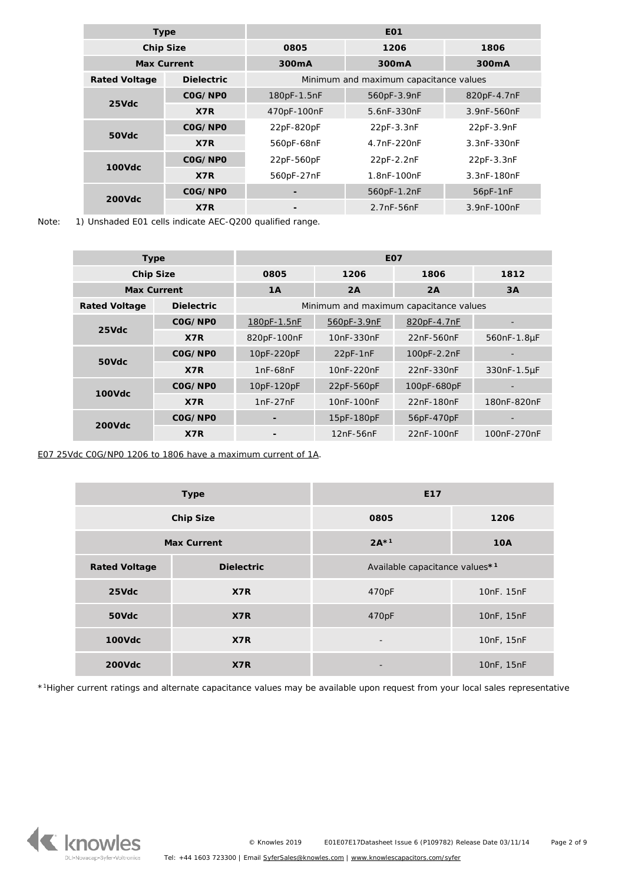| Type | | E01 | | |
|---|---|---|---|---|
| Chip Size | | 0805 | 1206 | 1806 |
| Max Current | | 300mA | 300mA | 300mA |
| Rated Voltage | Dielectric | Minimum and maximum capacitance values | | |
| 25Vdc | C0G/NP0 | 180pF-1.5nF | 560pF-3.9nF | 820pF-4.7nF |
| | X7R | 470pF-100nF | 5.6nF-330nF | 3.9nF-560nF |
| 50Vdc | C0G/NP0 | 22pF-820pF | 22pF-3.3nF | 22pF-3.9nF |
| | X7R | 560pF-68nF | 4.7nF-220nF | 3.3nF-330nF |
| 100Vdc | C0G/NP0 | 22pF-560pF | 22pF-2.2nF | 22pF-3.3nF |
| | X7R | 560pF-27nF | 1.8nF-100nF | 3.3nF-180nF |
| 200Vdc | C0G/NP0 | - | 560pF-1.2nF | 56pF-1nF |
| | X7R | - | 2.7nF-56nF | 3.9nF-100nF |

Note: 1) Unshaded E01 cells indicate AEC-Q200 qualified range.

| Type | | E07 | | | |
|---|---|---|---|---|---|
| Chip Size | | 0805 | 1206 | 1806 | 1812 |
| Max Current | | 1A | 2A | 2A | 3A |
| Rated Voltage | Dielectric | Minimum and maximum capacitance values | | | |
| 25Vdc | C0G/NP0 | 180pF-1.5nF | 560pF-3.9nF | 820pF-4.7nF | - |
| | X7R | 820pF-100nF | 10nF-330nF | 22nF-560nF | 560nF-1.8µF |
| 50Vdc | C0G/NP0 | 10pF-220pF | 22pF-1nF | 100pF-2.2nF | - |
| | X7R | 1nF-68nF | 10nF-220nF | 22nF-330nF | 330nF-1.5µF |
| 100Vdc | C0G/NP0 | 10pF-120pF | 22pF-560pF | 100pF-680pF | - |
| | X7R | 1nF-27nF | 10nF-100nF | 22nF-180nF | 180nF-820nF |
| 200Vdc | C0G/NP0 | - | 15pF-180pF | 56pF-470pF | - |
| | X7R | - | 12nF-56nF | 22nF-100nF | 100nF-270nF |

E07 25Vdc C0G/NP0 1206 to 1806 have a maximum current of 1A.

| Type | | E17 | |
|---|---|---|---|
| Chip Size | | 0805 | 1206 |
| Max Current | | 2A*[1] | 10A |
| Rated Voltage | Dielectric | Available capacitance values*[1] | |
| 25Vdc | X7R | 470pF | 10nF. 15nF |
| 50Vdc | X7R | 470pF | 10nF, 15nF |
| 100Vdc | X7R | - | 10nF, 15nF |
| 200Vdc | X7R | - | 10nF, 15nF |

*[1]Higher current ratings and alternate capacitance values may be available upon request from your local sales representative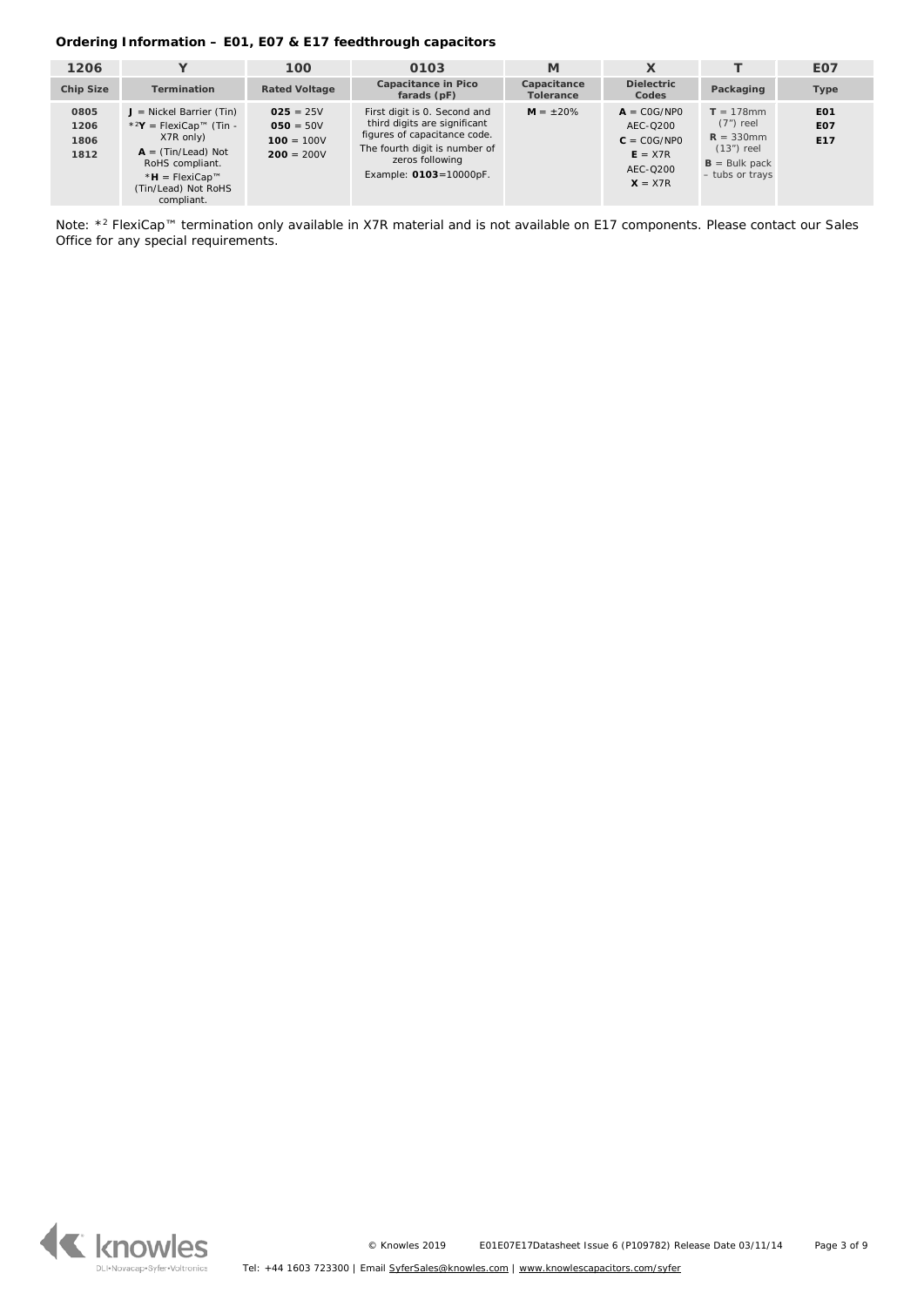**Ordering Information – E01, E07 & E17 feedthrough capacitors**

| 1206 | Y | 100 | 0103 | M | X | T | E07 |
|---|---|---|---|---|---|---|---|
| **Chip Size** | **Termination** | **Rated Voltage** | **Capacitance in Pico farads (pF)** | **Capacitance Tolerance** | **Dielectric Codes** | **Packaging** | **Type** |
| **0805**<br>**1206**<br>**1806**<br>**1812** | **J** = Nickel Barrier (Tin)<br>*²**Y** = FlexiCap™ (Tin - X7R only)<br>**A** = (Tin/Lead) Not RoHS compliant.<br>***H** = FlexiCap™ (Tin/Lead) Not RoHS compliant. | **025** = 25V<br>**050** = 50V<br>**100** = 100V<br>**200** = 200V | First digit is 0. Second and third digits are significant figures of capacitance code. The fourth digit is number of zeros following<br>Example: **0103**=10000pF. | **M** = ±20% | **A** = C0G/NP0 AEC-Q200<br>**C** = C0G/NP0<br>**E** = X7R AEC-Q200<br>**X** = X7R | **T** = 178mm (7") reel<br>**R** = 330mm (13") reel<br>**B** = Bulk pack – tubs or trays | **E01**<br>**E07**<br>**E17** |

Note: *² FlexiCap™ termination only available in X7R material and is not available on E17 components. Please contact our Sales Office for any special requirements.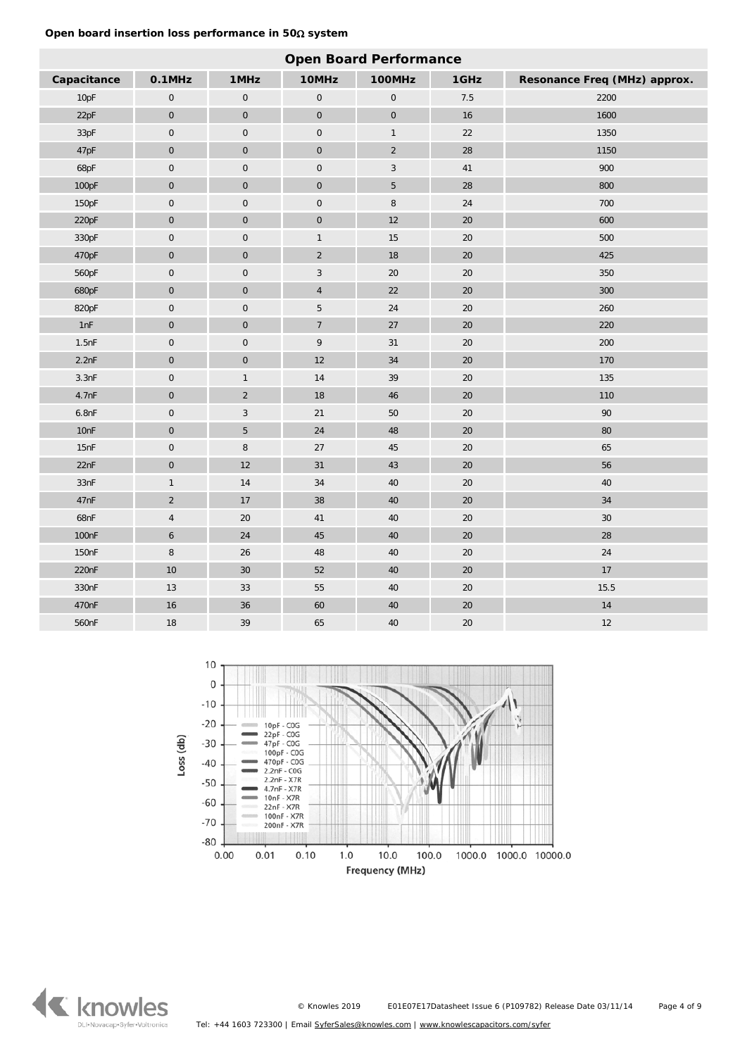**Open board insertion loss performance in 50Ω system**

| Open Board Performance | | | | | | |
|---|---|---|---|---|---|---|
| Capacitance | 0.1MHz | 1MHz | 10MHz | 100MHz | 1GHz | Resonance Freq (MHz) approx. |
| 10pF | 0 | 0 | 0 | 0 | 7.5 | 2200 |
| 22pF | 0 | 0 | 0 | 0 | 16 | 1600 |
| 33pF | 0 | 0 | 0 | 1 | 22 | 1350 |
| 47pF | 0 | 0 | 0 | 2 | 28 | 1150 |
| 68pF | 0 | 0 | 0 | 3 | 41 | 900 |
| 100pF | 0 | 0 | 0 | 5 | 28 | 800 |
| 150pF | 0 | 0 | 0 | 8 | 24 | 700 |
| 220pF | 0 | 0 | 0 | 12 | 20 | 600 |
| 330pF | 0 | 0 | 1 | 15 | 20 | 500 |
| 470pF | 0 | 0 | 2 | 18 | 20 | 425 |
| 560pF | 0 | 0 | 3 | 20 | 20 | 350 |
| 680pF | 0 | 0 | 4 | 22 | 20 | 300 |
| 820pF | 0 | 0 | 5 | 24 | 20 | 260 |
| 1nF | 0 | 0 | 7 | 27 | 20 | 220 |
| 1.5nF | 0 | 0 | 9 | 31 | 20 | 200 |
| 2.2nF | 0 | 0 | 12 | 34 | 20 | 170 |
| 3.3nF | 0 | 1 | 14 | 39 | 20 | 135 |
| 4.7nF | 0 | 2 | 18 | 46 | 20 | 110 |
| 6.8nF | 0 | 3 | 21 | 50 | 20 | 90 |
| 10nF | 0 | 5 | 24 | 48 | 20 | 80 |
| 15nF | 0 | 8 | 27 | 45 | 20 | 65 |
| 22nF | 0 | 12 | 31 | 43 | 20 | 56 |
| 33nF | 1 | 14 | 34 | 40 | 20 | 40 |
| 47nF | 2 | 17 | 38 | 40 | 20 | 34 |
| 68nF | 4 | 20 | 41 | 40 | 20 | 30 |
| 100nF | 6 | 24 | 45 | 40 | 20 | 28 |
| 150nF | 8 | 26 | 48 | 40 | 20 | 24 |
| 220nF | 10 | 30 | 52 | 40 | 20 | 17 |
| 330nF | 13 | 33 | 55 | 40 | 20 | 15.5 |
| 470nF | 16 | 36 | 60 | 40 | 20 | 14 |
| 560nF | 18 | 39 | 65 | 40 | 20 | 12 |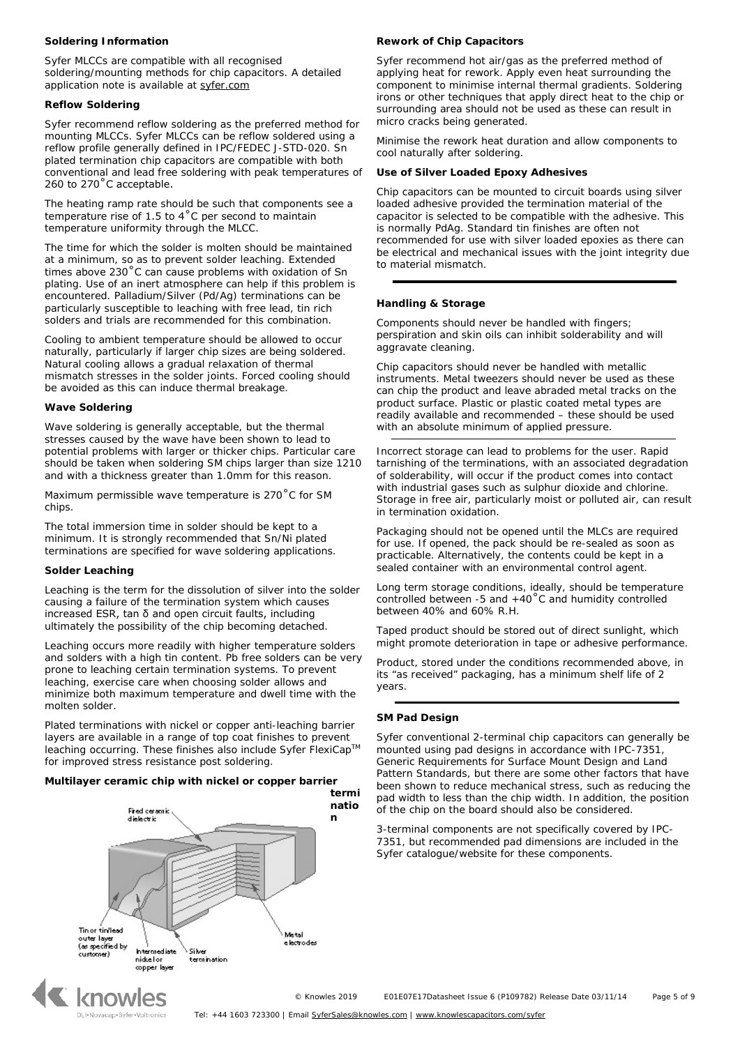### Soldering Information

Syfer MLCCs are compatible with all recognised soldering/mounting methods for chip capacitors. A detailed application note is available at syfer.com

### Reflow Soldering

Syfer recommend reflow soldering as the preferred method for mounting MLCCs. Syfer MLCCs can be reflow soldered using a reflow profile generally defined in IPC/FEDEC J-STD-020. Sn plated termination chip capacitors are compatible with both conventional and lead free soldering with peak temperatures of 260 to 270˚C acceptable.

The heating ramp rate should be such that components see a temperature rise of 1.5 to 4˚C per second to maintain temperature uniformity through the MLCC.

The time for which the solder is molten should be maintained at a minimum, so as to prevent solder leaching. Extended times above 230˚C can cause problems with oxidation of Sn plating. Use of an inert atmosphere can help if this problem is encountered. Palladium/Silver (Pd/Ag) terminations can be particularly susceptible to leaching with free lead, tin rich solders and trials are recommended for this combination.

Cooling to ambient temperature should be allowed to occur naturally, particularly if larger chip sizes are being soldered. Natural cooling allows a gradual relaxation of thermal mismatch stresses in the solder joints. Forced cooling should be avoided as this can induce thermal breakage.

### Wave Soldering

Wave soldering is generally acceptable, but the thermal stresses caused by the wave have been shown to lead to potential problems with larger or thicker chips. Particular care should be taken when soldering SM chips larger than size 1210 and with a thickness greater than 1.0mm for this reason.

Maximum permissible wave temperature is 270˚C for SM chips.

The total immersion time in solder should be kept to a minimum. It is strongly recommended that Sn/Ni plated terminations are specified for wave soldering applications.

### Solder Leaching

Leaching is the term for the dissolution of silver into the solder causing a failure of the termination system which causes increased ESR, tan δ and open circuit faults, including ultimately the possibility of the chip becoming detached.

Leaching occurs more readily with higher temperature solders and solders with a high tin content. Pb free solders can be very prone to leaching certain termination systems. To prevent leaching, exercise care when choosing solder allows and minimize both maximum temperature and dwell time with the molten solder.

Plated terminations with nickel or copper anti-leaching barrier layers are available in a range of top coat finishes to prevent leaching occurring. These finishes also include Syfer FlexiCap™ for improved stress resistance post soldering.

**Multilayer ceramic chip with nickel or copper barrier termination**

Fired ceramic dielectric

Tin or tin/lead outer layer (as specified by customer)

Intermediate nickel or copper layer

Silver termination

Metal electrodes

### Rework of Chip Capacitors

Syfer recommend hot air/gas as the preferred method of applying heat for rework. Apply even heat surrounding the component to minimise internal thermal gradients. Soldering irons or other techniques that apply direct heat to the chip or surrounding area should not be used as these can result in micro cracks being generated.

Minimise the rework heat duration and allow components to cool naturally after soldering.

### Use of Silver Loaded Epoxy Adhesives

Chip capacitors can be mounted to circuit boards using silver loaded adhesive provided the termination material of the capacitor is selected to be compatible with the adhesive. This is normally PdAg. Standard tin finishes are often not recommended for use with silver loaded epoxies as there can be electrical and mechanical issues with the joint integrity due to material mismatch.

### Handling & Storage

Components should never be handled with fingers; perspiration and skin oils can inhibit solderability and will aggravate cleaning.

Chip capacitors should never be handled with metallic instruments. Metal tweezers should never be used as these can chip the product and leave abraded metal tracks on the product surface. Plastic or plastic coated metal types are readily available and recommended – these should be used with an absolute minimum of applied pressure.

Incorrect storage can lead to problems for the user. Rapid tarnishing of the terminations, with an associated degradation of solderability, will occur if the product comes into contact with industrial gases such as sulphur dioxide and chlorine. Storage in free air, particularly moist or polluted air, can result in termination oxidation.

Packaging should not be opened until the MLCs are required for use. If opened, the pack should be re-sealed as soon as practicable. Alternatively, the contents could be kept in a sealed container with an environmental control agent.

Long term storage conditions, ideally, should be temperature controlled between -5 and +40˚C and humidity controlled between 40% and 60% R.H.

Taped product should be stored out of direct sunlight, which might promote deterioration in tape or adhesive performance.

Product, stored under the conditions recommended above, in its "as received" packaging, has a minimum shelf life of 2 years.

### SM Pad Design

Syfer conventional 2-terminal chip capacitors can generally be mounted using pad designs in accordance with IPC-7351, Generic Requirements for Surface Mount Design and Land Pattern Standards, but there are some other factors that have been shown to reduce mechanical stress, such as reducing the pad width to less than the chip width. In addition, the position of the chip on the board should also be considered.

3-terminal components are not specifically covered by IPC-7351, but recommended pad dimensions are included in the Syfer catalogue/website for these components.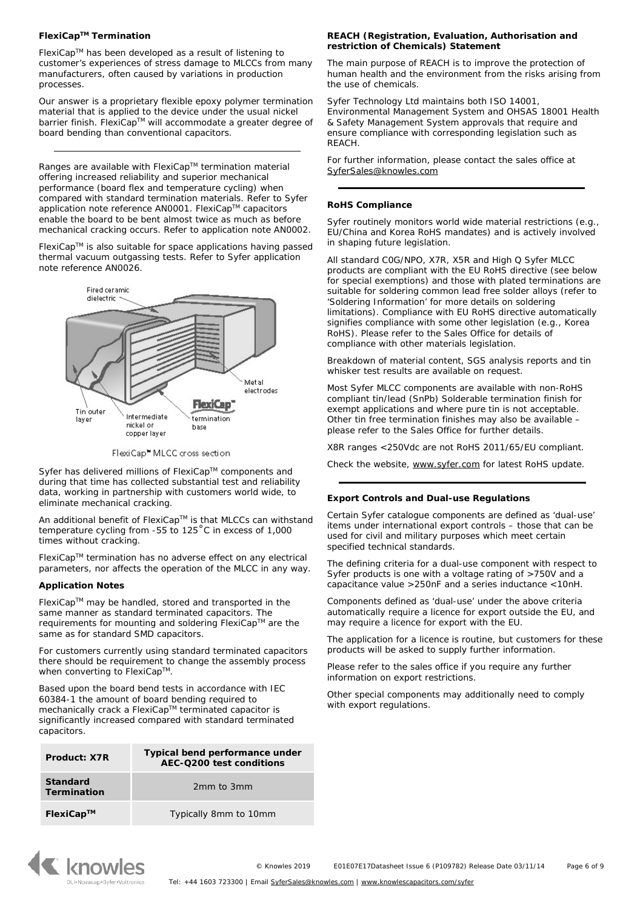### FlexiCap™ Termination

FlexiCap™ has been developed as a result of listening to customer's experiences of stress damage to MLCCs from many manufacturers, often caused by variations in production processes.

Our answer is a proprietary flexible epoxy polymer termination material that is applied to the device under the usual nickel barrier finish. FlexiCap™ will accommodate a greater degree of board bending than conventional capacitors.

---

Ranges are available with FlexiCap™ termination material offering increased reliability and superior mechanical performance (board flex and temperature cycling) when compared with standard termination materials. Refer to Syfer application note reference AN0001. FlexiCap™ capacitors enable the board to be bent almost twice as much as before mechanical cracking occurs. Refer to application note AN0002.

FlexiCap™ is also suitable for space applications having passed thermal vacuum outgassing tests. Refer to Syfer application note reference AN0026.

Fired ceramic dielectric

Metal electrodes

Tin outer layer

Intermediate nickel or copper layer

FlexiCap™ termination base

FlexiCap™ MLCC cross section

Syfer has delivered millions of FlexiCap™ components and during that time has collected substantial test and reliability data, working in partnership with customers world wide, to eliminate mechanical cracking.

An additional benefit of FlexiCap™ is that MLCCs can withstand temperature cycling from -55 to 125˚C in excess of 1,000 times without cracking.

FlexiCap™ termination has no adverse effect on any electrical parameters, nor affects the operation of the MLCC in any way.

### Application Notes

FlexiCap™ may be handled, stored and transported in the same manner as standard terminated capacitors. The requirements for mounting and soldering FlexiCap™ are the same as for standard SMD capacitors.

For customers currently using standard terminated capacitors there should be requirement to change the assembly process when converting to FlexiCap™.

Based upon the board bend tests in accordance with IEC 60384-1 the amount of board bending required to mechanically crack a FlexiCap™ terminated capacitor is significantly increased compared with standard terminated capacitors.

| Product: X7R | Typical bend performance under AEC-Q200 test conditions |
|---|---|
| **Standard Termination** | 2mm to 3mm |
| **FlexiCap™** | Typically 8mm to 10mm |

### REACH (Registration, Evaluation, Authorisation and restriction of Chemicals) Statement

The main purpose of REACH is to improve the protection of human health and the environment from the risks arising from the use of chemicals.

Syfer Technology Ltd maintains both ISO 14001, Environmental Management System and OHSAS 18001 Health & Safety Management System approvals that require and ensure compliance with corresponding legislation such as REACH.

For further information, please contact the sales office at SyferSales@knowles.com

---

### RoHS Compliance

Syfer routinely monitors world wide material restrictions (e.g., EU/China and Korea RoHS mandates) and is actively involved in shaping future legislation.

All standard C0G/NPO, X7R, X5R and High Q Syfer MLCC products are compliant with the EU RoHS directive (see below for special exemptions) and those with plated terminations are suitable for soldering common lead free solder alloys (refer to 'Soldering Information' for more details on soldering limitations). Compliance with EU RoHS directive automatically signifies compliance with some other legislation (e.g., Korea RoHS). Please refer to the Sales Office for details of compliance with other materials legislation.

Breakdown of material content, SGS analysis reports and tin whisker test results are available on request.

Most Syfer MLCC components are available with non-RoHS compliant tin/lead (SnPb) Solderable termination finish for exempt applications and where pure tin is not acceptable. Other tin free termination finishes may also be available – please refer to the Sales Office for further details.

X8R ranges <250Vdc are not RoHS 2011/65/EU compliant.

Check the website, www.syfer.com for latest RoHS update.

---

### Export Controls and Dual-use Regulations

Certain Syfer catalogue components are defined as 'dual-use' items under international export controls – those that can be used for civil and military purposes which meet certain specified technical standards.

The defining criteria for a dual-use component with respect to Syfer products is one with a voltage rating of >750V and a capacitance value >250nF and a series inductance <10nH.

Components defined as 'dual-use' under the above criteria automatically require a licence for export outside the EU, and may require a licence for export with the EU.

The application for a licence is routine, but customers for these products will be asked to supply further information.

Please refer to the sales office if you require any further information on export restrictions.

Other special components may additionally need to comply with export regulations.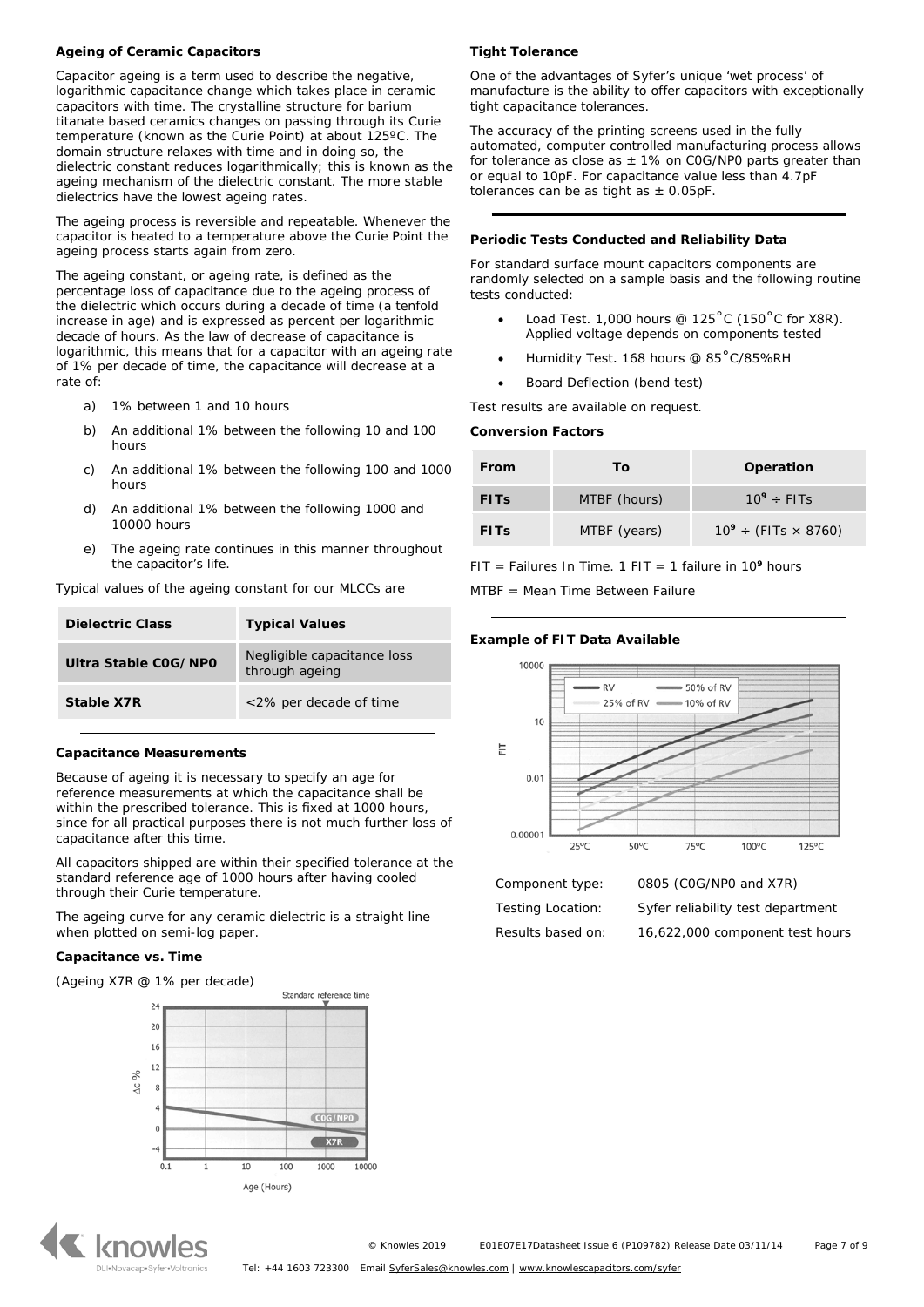### Ageing of Ceramic Capacitors

Capacitor ageing is a term used to describe the negative, logarithmic capacitance change which takes place in ceramic capacitors with time. The crystalline structure for barium titanate based ceramics changes on passing through its Curie temperature (known as the Curie Point) at about 125ºC. The domain structure relaxes with time and in doing so, the dielectric constant reduces logarithmically; this is known as the ageing mechanism of the dielectric constant. The more stable dielectrics have the lowest ageing rates.

The ageing process is reversible and repeatable. Whenever the capacitor is heated to a temperature above the Curie Point the ageing process starts again from zero.

The ageing constant, or ageing rate, is defined as the percentage loss of capacitance due to the ageing process of the dielectric which occurs during a decade of time (a tenfold increase in age) and is expressed as percent per logarithmic decade of hours. As the law of decrease of capacitance is logarithmic, this means that for a capacitor with an ageing rate of 1% per decade of time, the capacitance will decrease at a rate of:

a) 1% between 1 and 10 hours

b) An additional 1% between the following 10 and 100 hours

c) An additional 1% between the following 100 and 1000 hours

d) An additional 1% between the following 1000 and 10000 hours

e) The ageing rate continues in this manner throughout the capacitor's life.

Typical values of the ageing constant for our MLCCs are

| Dielectric Class | Typical Values |
|---|---|
| **Ultra Stable C0G/NP0** | Negligible capacitance loss through ageing |
| **Stable X7R** | <2% per decade of time |

### Capacitance Measurements

Because of ageing it is necessary to specify an age for reference measurements at which the capacitance shall be within the prescribed tolerance. This is fixed at 1000 hours, since for all practical purposes there is not much further loss of capacitance after this time.

All capacitors shipped are within their specified tolerance at the standard reference age of 1000 hours after having cooled through their Curie temperature.

The ageing curve for any ceramic dielectric is a straight line when plotted on semi-log paper.

### Capacitance vs. Time

(Ageing X7R @ 1% per decade)

### Tight Tolerance

One of the advantages of Syfer's unique 'wet process' of manufacture is the ability to offer capacitors with exceptionally tight capacitance tolerances.

The accuracy of the printing screens used in the fully automated, computer controlled manufacturing process allows for tolerance as close as ± 1% on C0G/NP0 parts greater than or equal to 10pF. For capacitance value less than 4.7pF tolerances can be as tight as ± 0.05pF.

### Periodic Tests Conducted and Reliability Data

For standard surface mount capacitors components are randomly selected on a sample basis and the following routine tests conducted:

- Load Test. 1,000 hours @ 125˚C (150˚C for X8R). Applied voltage depends on components tested
- Humidity Test. 168 hours @ 85˚C/85%RH
- Board Deflection (bend test)

Test results are available on request.

### Conversion Factors

| From | To | Operation |
|---|---|---|
| **FITs** | MTBF (hours) | $10^9 \div$ FITs |
| **FITs** | MTBF (years) | $10^9 \div$ (FITs $\times$ 8760) |

FIT = Failures In Time. 1 FIT = 1 failure in $10^9$ hours

MTBF = Mean Time Between Failure

### Example of FIT Data Available

Component type: 0805 (C0G/NP0 and X7R)

Testing Location: Syfer reliability test department

Results based on: 16,622,000 component test hours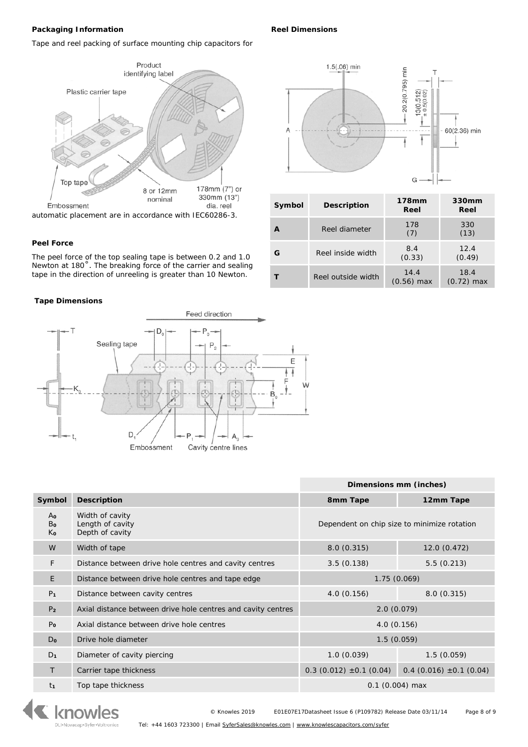## Packaging Information

Tape and reel packing of surface mounting chip capacitors for automatic placement are in accordance with IEC60286-3.

## Peel Force

The peel force of the top sealing tape is between 0.2 and 1.0 Newton at 180˚. The breaking force of the carrier and sealing tape in the direction of unreeling is greater than 10 Newton.

## Reel Dimensions

| Symbol | Description | 178mm Reel | 330mm Reel |
|---|---|---|---|
| A | Reel diameter | 178 (7) | 330 (13) |
| G | Reel inside width | 8.4 (0.33) | 12.4 (0.49) |
| T | Reel outside width | 14.4 (0.56) max | 18.4 (0.72) max |

## Tape Dimensions

| | | Dimensions mm (inches) | |
|---|---|---|---|
| **Symbol** | **Description** | **8mm Tape** | **12mm Tape** |
| $A_0$ $B_0$ $K_0$ | Width of cavity Length of cavity Depth of cavity | Dependent on chip size to minimize rotation | |
| W | Width of tape | 8.0 (0.315) | 12.0 (0.472) |
| F | Distance between drive hole centres and cavity centres | 3.5 (0.138) | 5.5 (0.213) |
| E | Distance between drive hole centres and tape edge | 1.75 (0.069) | |
| $P_1$ | Distance between cavity centres | 4.0 (0.156) | 8.0 (0.315) |
| $P_2$ | Axial distance between drive hole centres and cavity centres | 2.0 (0.079) | |
| $P_0$ | Axial distance between drive hole centres | 4.0 (0.156) | |
| $D_0$ | Drive hole diameter | 1.5 (0.059) | |
| $D_1$ | Diameter of cavity piercing | 1.0 (0.039) | 1.5 (0.059) |
| T | Carrier tape thickness | 0.3 (0.012) ±0.1 (0.04) | 0.4 (0.016) ±0.1 (0.04) |
| $t_1$ | Top tape thickness | 0.1 (0.004) max | |

© Knowles 2019 E01E07E17Datasheet Issue 6 (P109782) Release Date 03/11/14

Tel: +44 1603 723300 | Email SyferSales@knowles.com | www.knowlescapacitors.com/syfer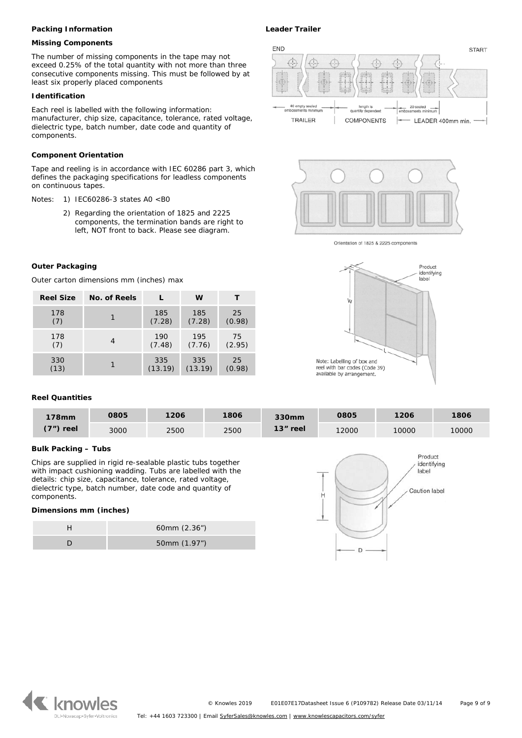## Packing Information

### Missing Components

The number of missing components in the tape may not exceed 0.25% of the total quantity with not more than three consecutive components missing. This must be followed by at least six properly placed components

### Identification

Each reel is labelled with the following information: manufacturer, chip size, capacitance, tolerance, rated voltage, dielectric type, batch number, date code and quantity of components.

### Component Orientation

Tape and reeling is in accordance with IEC 60286 part 3, which defines the packaging specifications for leadless components on continuous tapes.

Notes:
1) IEC60286-3 states A0 <B0
2) Regarding the orientation of 1825 and 2225 components, the termination bands are right to left, NOT front to back. Please see diagram.

### Leader Trailer

END

START

40 empty sealed embossments minimum

length is quantity dependent

20 sealed embossments minimum

TRAILER

COMPONENTS

LEADER 400mm min.

Orientation of 1825 & 2225 components

### Outer Packaging

Outer carton dimensions mm (inches) max

| Reel Size | No. of Reels | L | W | T |
|---|---|---|---|---|
| 178 (7) | 1 | 185 (7.28) | 185 (7.28) | 25 (0.98) |
| 178 (7) | 4 | 190 (7.48) | 195 (7.76) | 75 (2.95) |
| 330 (13) | 1 | 335 (13.19) | 335 (13.19) | 25 (0.98) |

Product identifying label

W

L

Note: Labelling of box and reel with bar codes (Code 39) available by arrangement.

### Reel Quantities

| 178mm (7") reel | 0805 | 1206 | 1806 | 330mm 13" reel | 0805 | 1206 | 1806 |
|---|---|---|---|---|---|---|---|
| | 3000 | 2500 | 2500 | | 12000 | 10000 | 10000 |

### Bulk Packing – Tubs

Chips are supplied in rigid re-sealable plastic tubs together with impact cushioning wadding. Tubs are labelled with the details: chip size, capacitance, tolerance, rated voltage, dielectric type, batch number, date code and quantity of components.

### Dimensions mm (inches)

| | |
|---|---|
| H | 60mm (2.36") |
| D | 50mm (1.97") |

Product identifying label

Caution label

H

D

© Knowles 2019 E01E07E17Datasheet Issue 6 (P109782) Release Date 03/11/14

Tel: +44 1603 723300 | Email SyferSales@knowles.com | www.knowlescapacitors.com/syfer